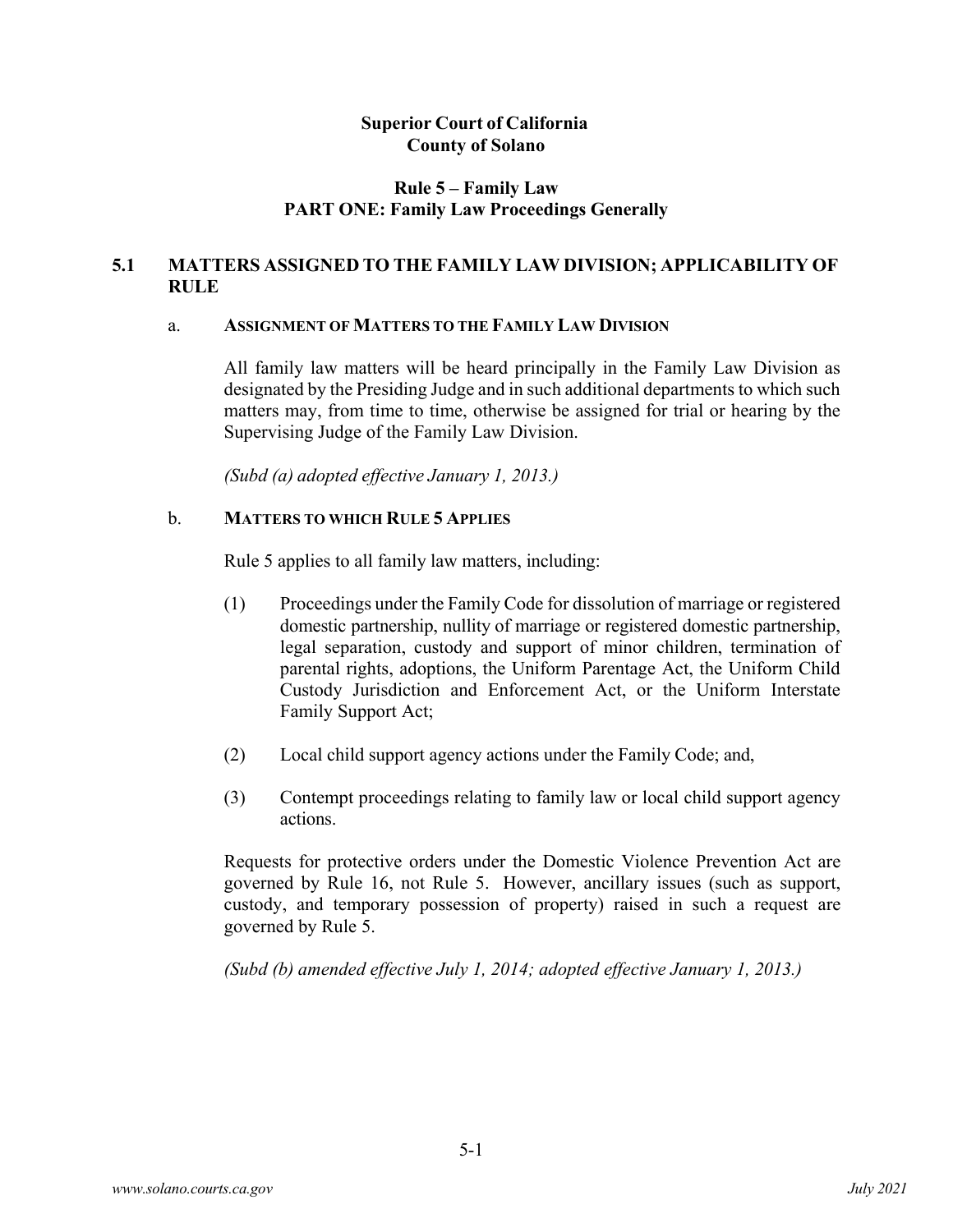**Superior Court of California**
**County of Solano**

**Rule 5 – Family Law**
**PART ONE: Family Law Proceedings Generally**

## 5.1 MATTERS ASSIGNED TO THE FAMILY LAW DIVISION; APPLICABILITY OF RULE

### a. ASSIGNMENT OF MATTERS TO THE FAMILY LAW DIVISION

All family law matters will be heard principally in the Family Law Division as designated by the Presiding Judge and in such additional departments to which such matters may, from time to time, otherwise be assigned for trial or hearing by the Supervising Judge of the Family Law Division.

*(Subd (a) adopted effective January 1, 2013.)*

### b. MATTERS TO WHICH RULE 5 APPLIES

Rule 5 applies to all family law matters, including:

(1) Proceedings under the Family Code for dissolution of marriage or registered domestic partnership, nullity of marriage or registered domestic partnership, legal separation, custody and support of minor children, termination of parental rights, adoptions, the Uniform Parentage Act, the Uniform Child Custody Jurisdiction and Enforcement Act, or the Uniform Interstate Family Support Act;

(2) Local child support agency actions under the Family Code; and,

(3) Contempt proceedings relating to family law or local child support agency actions.

Requests for protective orders under the Domestic Violence Prevention Act are governed by Rule 16, not Rule 5. However, ancillary issues (such as support, custody, and temporary possession of property) raised in such a request are governed by Rule 5.

*(Subd (b) amended effective July 1, 2014; adopted effective January 1, 2013.)*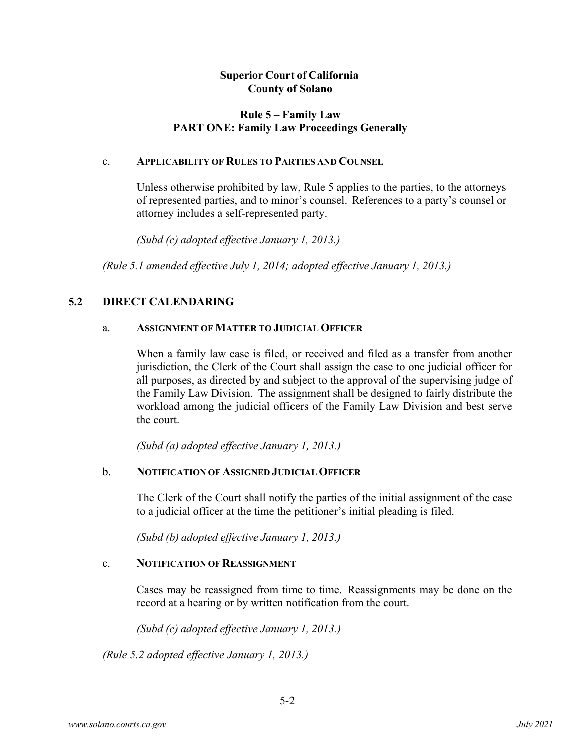**Superior Court of California**
**County of Solano**

**Rule 5 – Family Law**
**PART ONE: Family Law Proceedings Generally**

c. **APPLICABILITY OF RULES TO PARTIES AND COUNSEL**

Unless otherwise prohibited by law, Rule 5 applies to the parties, to the attorneys of represented parties, and to minor's counsel. References to a party's counsel or attorney includes a self-represented party.

*(Subd (c) adopted effective January 1, 2013.)*

*(Rule 5.1 amended effective July 1, 2014; adopted effective January 1, 2013.)*

## 5.2 DIRECT CALENDARING

a. **ASSIGNMENT OF MATTER TO JUDICIAL OFFICER**

When a family law case is filed, or received and filed as a transfer from another jurisdiction, the Clerk of the Court shall assign the case to one judicial officer for all purposes, as directed by and subject to the approval of the supervising judge of the Family Law Division. The assignment shall be designed to fairly distribute the workload among the judicial officers of the Family Law Division and best serve the court.

*(Subd (a) adopted effective January 1, 2013.)*

b. **NOTIFICATION OF ASSIGNED JUDICIAL OFFICER**

The Clerk of the Court shall notify the parties of the initial assignment of the case to a judicial officer at the time the petitioner's initial pleading is filed.

*(Subd (b) adopted effective January 1, 2013.)*

c. **NOTIFICATION OF REASSIGNMENT**

Cases may be reassigned from time to time. Reassignments may be done on the record at a hearing or by written notification from the court.

*(Subd (c) adopted effective January 1, 2013.)*

*(Rule 5.2 adopted effective January 1, 2013.)*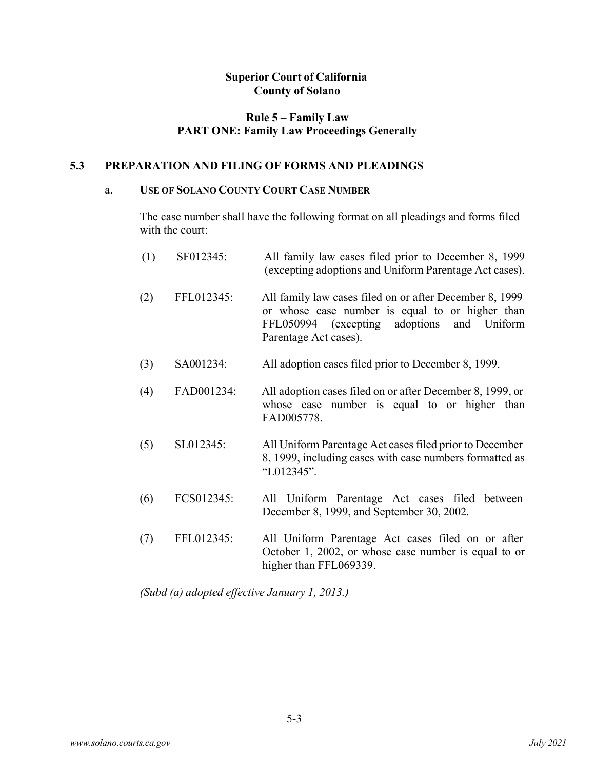**Superior Court of California**
**County of Solano**

**Rule 5 – Family Law**
**PART ONE: Family Law Proceedings Generally**

## 5.3 PREPARATION AND FILING OF FORMS AND PLEADINGS

### a. USE OF SOLANO COUNTY COURT CASE NUMBER

The case number shall have the following format on all pleadings and forms filed with the court:

(1) SF012345: All family law cases filed prior to December 8, 1999 (excepting adoptions and Uniform Parentage Act cases).

(2) FFL012345: All family law cases filed on or after December 8, 1999 or whose case number is equal to or higher than FFL050994 (excepting adoptions and Uniform Parentage Act cases).

(3) SA001234: All adoption cases filed prior to December 8, 1999.

(4) FAD001234: All adoption cases filed on or after December 8, 1999, or whose case number is equal to or higher than FAD005778.

(5) SL012345: All Uniform Parentage Act cases filed prior to December 8, 1999, including cases with case numbers formatted as "L012345".

(6) FCS012345: All Uniform Parentage Act cases filed between December 8, 1999, and September 30, 2002.

(7) FFL012345: All Uniform Parentage Act cases filed on or after October 1, 2002, or whose case number is equal to or higher than FFL069339.

*(Subd (a) adopted effective January 1, 2013.)*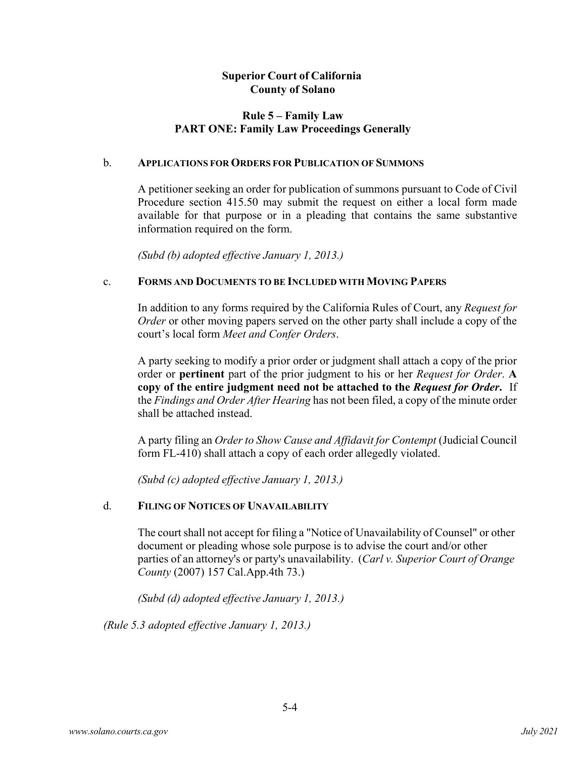**Superior Court of California**
**County of Solano**

**Rule 5 – Family Law**
**PART ONE: Family Law Proceedings Generally**

b. **APPLICATIONS FOR ORDERS FOR PUBLICATION OF SUMMONS**

A petitioner seeking an order for publication of summons pursuant to Code of Civil Procedure section 415.50 may submit the request on either a local form made available for that purpose or in a pleading that contains the same substantive information required on the form.

*(Subd (b) adopted effective January 1, 2013.)*

c. **FORMS AND DOCUMENTS TO BE INCLUDED WITH MOVING PAPERS**

In addition to any forms required by the California Rules of Court, any *Request for Order* or other moving papers served on the other party shall include a copy of the court's local form *Meet and Confer Orders*.

A party seeking to modify a prior order or judgment shall attach a copy of the prior order or **pertinent** part of the prior judgment to his or her *Request for Order*. **A copy of the entire judgment need not be attached to the *Request for Order*.** If the *Findings and Order After Hearing* has not been filed, a copy of the minute order shall be attached instead.

A party filing an *Order to Show Cause and Affidavit for Contempt* (Judicial Council form FL-410) shall attach a copy of each order allegedly violated.

*(Subd (c) adopted effective January 1, 2013.)*

d. **FILING OF NOTICES OF UNAVAILABILITY**

The court shall not accept for filing a "Notice of Unavailability of Counsel" or other document or pleading whose sole purpose is to advise the court and/or other parties of an attorney's or party's unavailability. (*Carl v. Superior Court of Orange County* (2007) 157 Cal.App.4th 73.)

*(Subd (d) adopted effective January 1, 2013.)*

*(Rule 5.3 adopted effective January 1, 2013.)*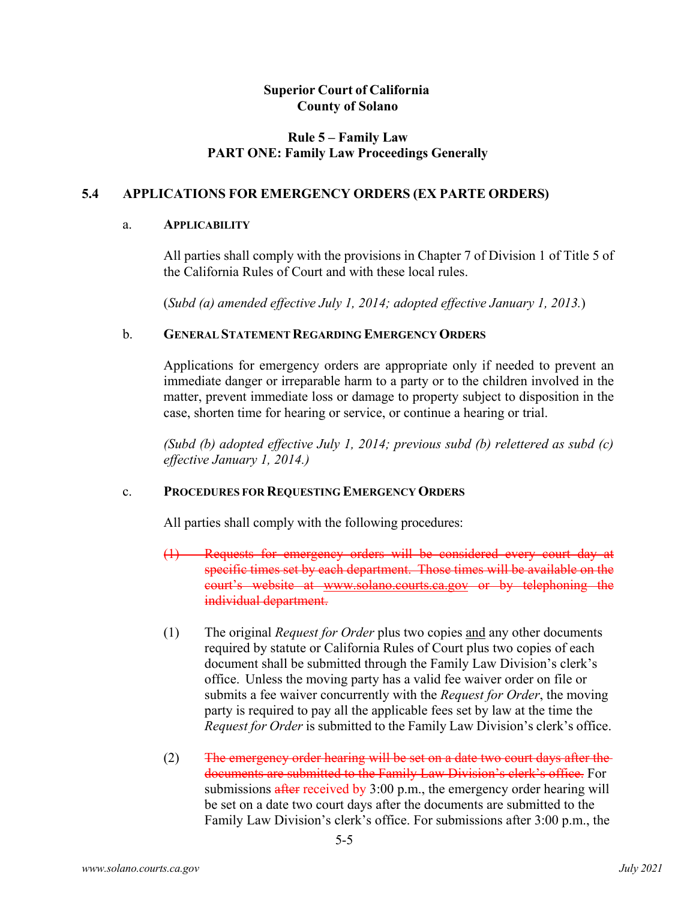**Superior Court of California**
**County of Solano**

**Rule 5 – Family Law**
**PART ONE: Family Law Proceedings Generally**

## 5.4 APPLICATIONS FOR EMERGENCY ORDERS (EX PARTE ORDERS)

### a. APPLICABILITY

All parties shall comply with the provisions in Chapter 7 of Division 1 of Title 5 of the California Rules of Court and with these local rules.

(*Subd (a) amended effective July 1, 2014; adopted effective January 1, 2013.*)

### b. GENERAL STATEMENT REGARDING EMERGENCY ORDERS

Applications for emergency orders are appropriate only if needed to prevent an immediate danger or irreparable harm to a party or to the children involved in the matter, prevent immediate loss or damage to property subject to disposition in the case, shorten time for hearing or service, or continue a hearing or trial.

*(Subd (b) adopted effective July 1, 2014; previous subd (b) relettered as subd (c) effective January 1, 2014.)*

### c. PROCEDURES FOR REQUESTING EMERGENCY ORDERS

All parties shall comply with the following procedures:

~~(1) Requests for emergency orders will be considered every court day at specific times set by each department. Those times will be available on the court's website at www.solano.courts.ca.gov or by telephoning the individual department.~~

(1) The original *Request for Order* plus two copies <u>and</u> any other documents required by statute or California Rules of Court plus two copies of each document shall be submitted through the Family Law Division's clerk's office. Unless the moving party has a valid fee waiver order on file or submits a fee waiver concurrently with the *Request for Order*, the moving party is required to pay all the applicable fees set by law at the time the *Request for Order* is submitted to the Family Law Division's clerk's office.

(2) ~~The emergency order hearing will be set on a date two court days after the documents are submitted to the Family Law Division's clerk's office.~~ For submissions ~~after~~ received by 3:00 p.m., the emergency order hearing will be set on a date two court days after the documents are submitted to the Family Law Division's clerk's office. For submissions after 3:00 p.m., the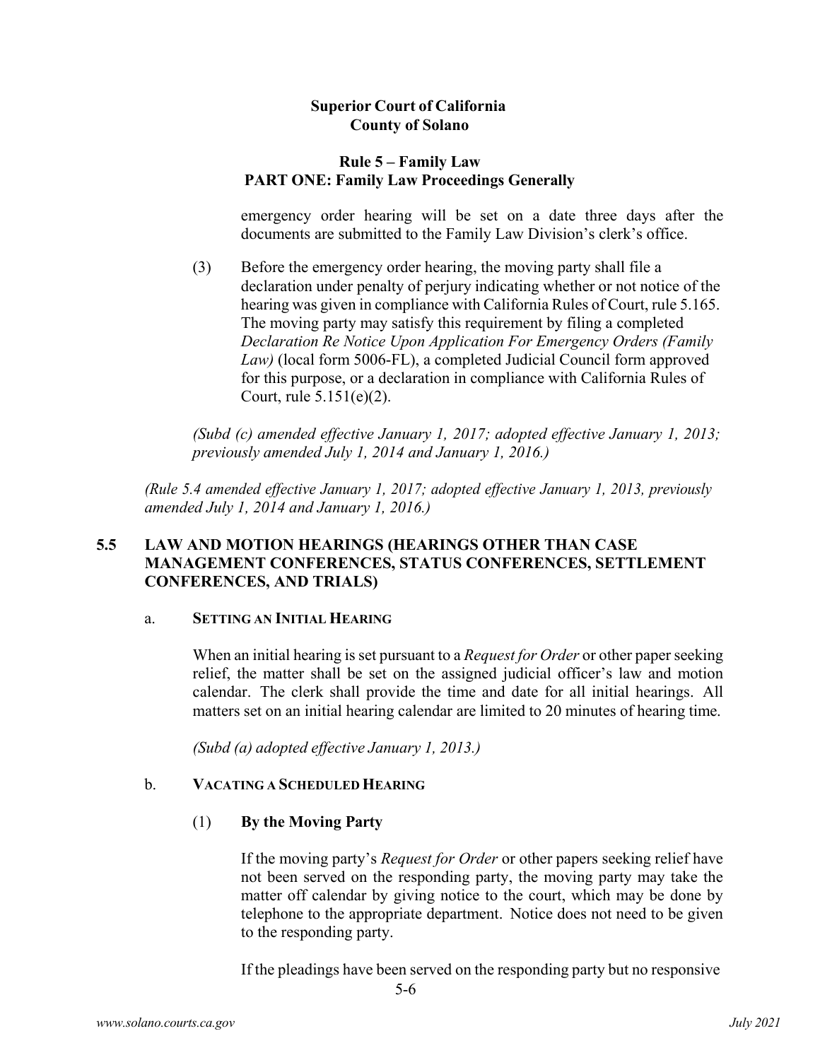emergency order hearing will be set on a date three days after the documents are submitted to the Family Law Division's clerk's office.

(3) Before the emergency order hearing, the moving party shall file a declaration under penalty of perjury indicating whether or not notice of the hearing was given in compliance with California Rules of Court, rule 5.165. The moving party may satisfy this requirement by filing a completed *Declaration Re Notice Upon Application For Emergency Orders (Family Law)* (local form 5006-FL), a completed Judicial Council form approved for this purpose, or a declaration in compliance with California Rules of Court, rule 5.151(e)(2).

*(Subd (c) amended effective January 1, 2017; adopted effective January 1, 2013; previously amended July 1, 2014 and January 1, 2016.)*

*(Rule 5.4 amended effective January 1, 2017; adopted effective January 1, 2013, previously amended July 1, 2014 and January 1, 2016.)*

## 5.5 LAW AND MOTION HEARINGS (HEARINGS OTHER THAN CASE MANAGEMENT CONFERENCES, STATUS CONFERENCES, SETTLEMENT CONFERENCES, AND TRIALS)

### a. SETTING AN INITIAL HEARING

When an initial hearing is set pursuant to a *Request for Order* or other paper seeking relief, the matter shall be set on the assigned judicial officer's law and motion calendar. The clerk shall provide the time and date for all initial hearings. All matters set on an initial hearing calendar are limited to 20 minutes of hearing time.

*(Subd (a) adopted effective January 1, 2013.)*

### b. VACATING A SCHEDULED HEARING

#### (1) By the Moving Party

If the moving party's *Request for Order* or other papers seeking relief have not been served on the responding party, the moving party may take the matter off calendar by giving notice to the court, which may be done by telephone to the appropriate department. Notice does not need to be given to the responding party.

If the pleadings have been served on the responding party but no responsive